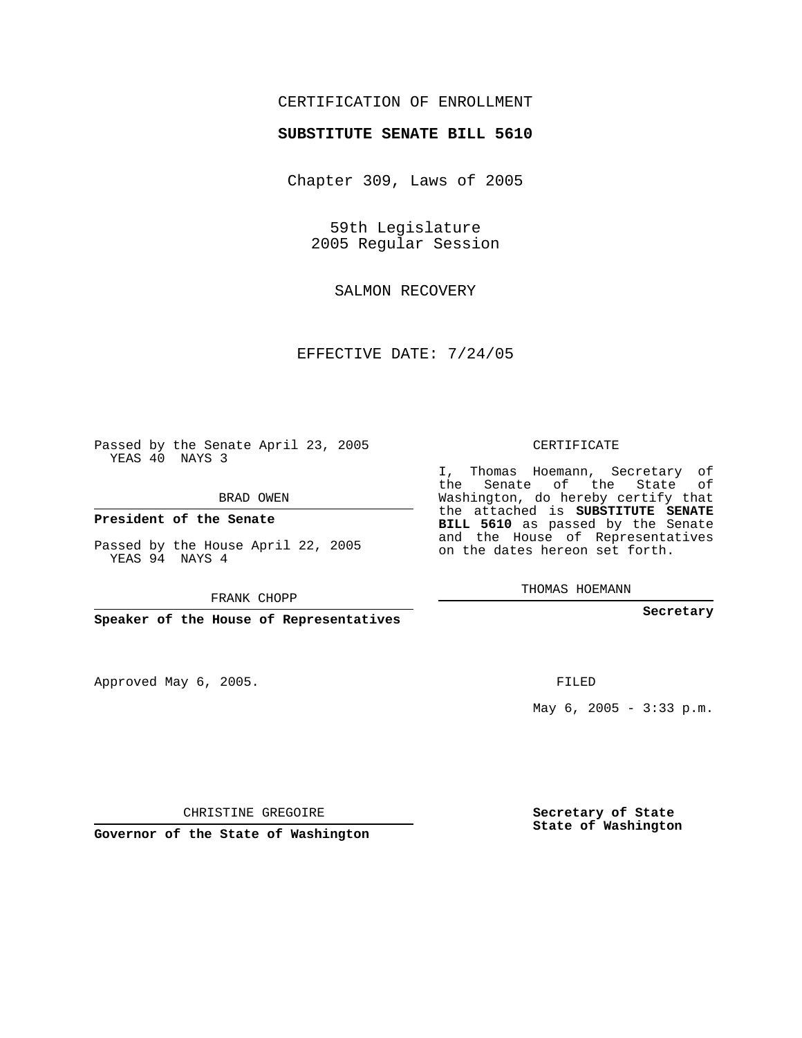CERTIFICATION OF ENROLLMENT

**SUBSTITUTE SENATE BILL 5610**

Chapter 309, Laws of 2005

59th Legislature
2005 Regular Session

SALMON RECOVERY

EFFECTIVE DATE: 7/24/05

Passed by the Senate April 23, 2005
YEAS 40 NAYS 3

BRAD OWEN

**President of the Senate**

Passed by the House April 22, 2005
YEAS 94 NAYS 4

FRANK CHOPP

**Speaker of the House of Representatives**

Approved May 6, 2005.

CHRISTINE GREGOIRE

**Governor of the State of Washington**

CERTIFICATE

I, Thomas Hoemann, Secretary of the Senate of the State of Washington, do hereby certify that the attached is **SUBSTITUTE SENATE BILL 5610** as passed by the Senate and the House of Representatives on the dates hereon set forth.

THOMAS HOEMANN

**Secretary**

FILED

May 6, 2005 - 3:33 p.m.

**Secretary of State**
**State of Washington**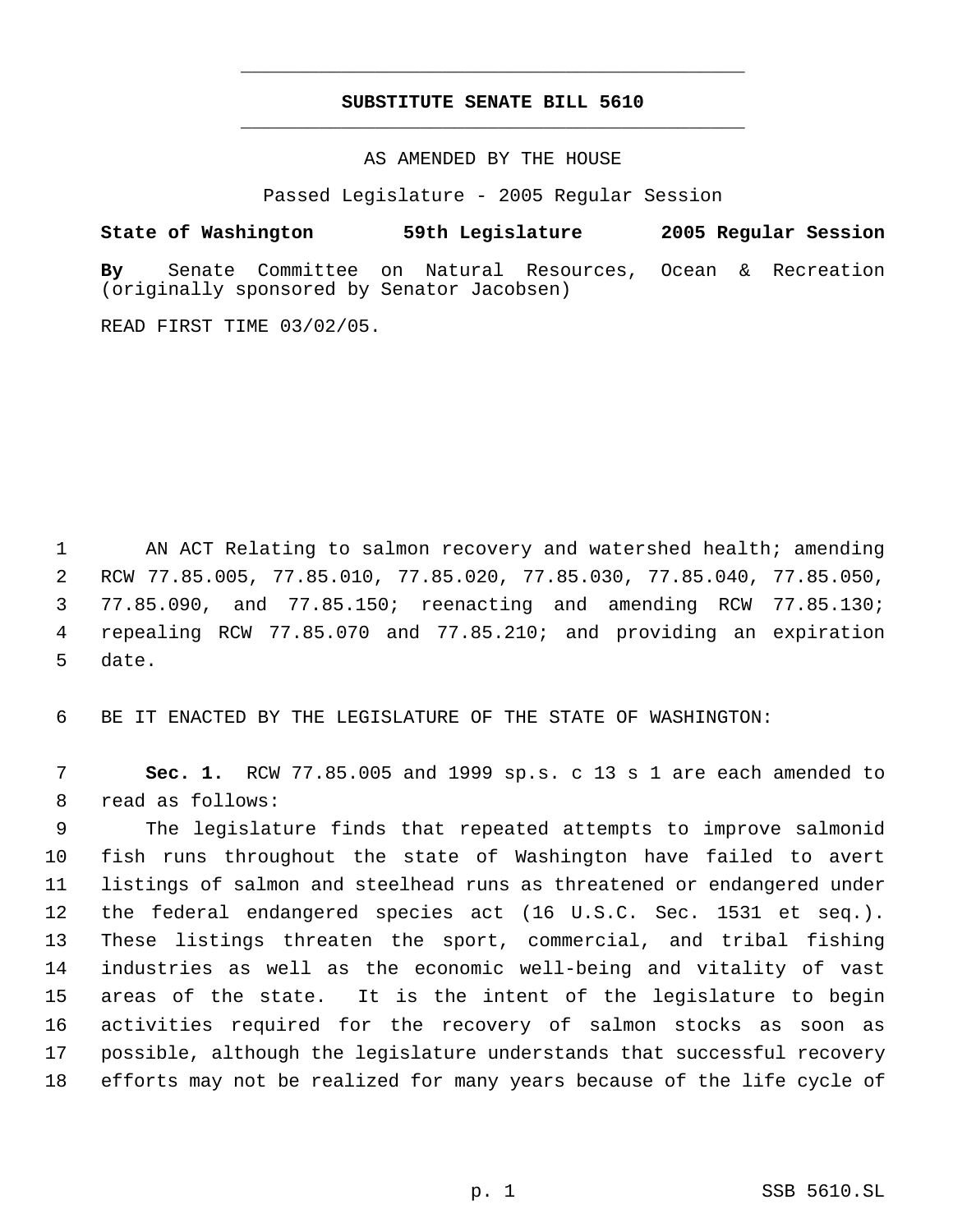# SUBSTITUTE SENATE BILL 5610

AS AMENDED BY THE HOUSE

Passed Legislature - 2005 Regular Session

**State of Washington 59th Legislature 2005 Regular Session**

**By** Senate Committee on Natural Resources, Ocean & Recreation (originally sponsored by Senator Jacobsen)

READ FIRST TIME 03/02/05.

AN ACT Relating to salmon recovery and watershed health; amending RCW 77.85.005, 77.85.010, 77.85.020, 77.85.030, 77.85.040, 77.85.050, 77.85.090, and 77.85.150; reenacting and amending RCW 77.85.130; repealing RCW 77.85.070 and 77.85.210; and providing an expiration date.

BE IT ENACTED BY THE LEGISLATURE OF THE STATE OF WASHINGTON:

**Sec. 1.** RCW 77.85.005 and 1999 sp.s. c 13 s 1 are each amended to read as follows:

The legislature finds that repeated attempts to improve salmonid fish runs throughout the state of Washington have failed to avert listings of salmon and steelhead runs as threatened or endangered under the federal endangered species act (16 U.S.C. Sec. 1531 et seq.). These listings threaten the sport, commercial, and tribal fishing industries as well as the economic well-being and vitality of vast areas of the state. It is the intent of the legislature to begin activities required for the recovery of salmon stocks as soon as possible, although the legislature understands that successful recovery efforts may not be realized for many years because of the life cycle of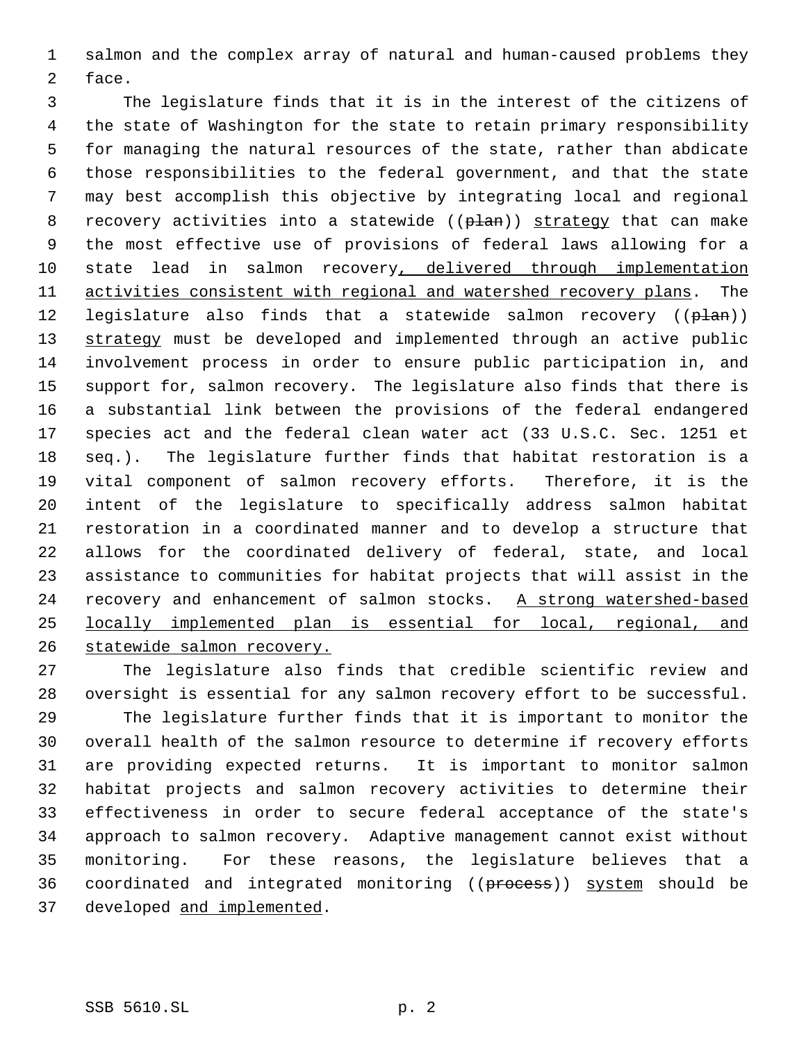salmon and the complex array of natural and human-caused problems they face.

The legislature finds that it is in the interest of the citizens of the state of Washington for the state to retain primary responsibility for managing the natural resources of the state, rather than abdicate those responsibilities to the federal government, and that the state may best accomplish this objective by integrating local and regional recovery activities into a statewide ((~~plan~~)) <u>strategy</u> that can make the most effective use of provisions of federal laws allowing for a state lead in salmon recovery<u>, delivered through implementation activities consistent with regional and watershed recovery plans</u>. The legislature also finds that a statewide salmon recovery ((~~plan~~)) <u>strategy</u> must be developed and implemented through an active public involvement process in order to ensure public participation in, and support for, salmon recovery. The legislature also finds that there is a substantial link between the provisions of the federal endangered species act and the federal clean water act (33 U.S.C. Sec. 1251 et seq.). The legislature further finds that habitat restoration is a vital component of salmon recovery efforts. Therefore, it is the intent of the legislature to specifically address salmon habitat restoration in a coordinated manner and to develop a structure that allows for the coordinated delivery of federal, state, and local assistance to communities for habitat projects that will assist in the recovery and enhancement of salmon stocks. <u>A strong watershed-based locally implemented plan is essential for local, regional, and statewide salmon recovery.</u>

The legislature also finds that credible scientific review and oversight is essential for any salmon recovery effort to be successful.

The legislature further finds that it is important to monitor the overall health of the salmon resource to determine if recovery efforts are providing expected returns. It is important to monitor salmon habitat projects and salmon recovery activities to determine their effectiveness in order to secure federal acceptance of the state's approach to salmon recovery. Adaptive management cannot exist without monitoring. For these reasons, the legislature believes that a coordinated and integrated monitoring ((~~process~~)) <u>system</u> should be developed <u>and implemented</u>.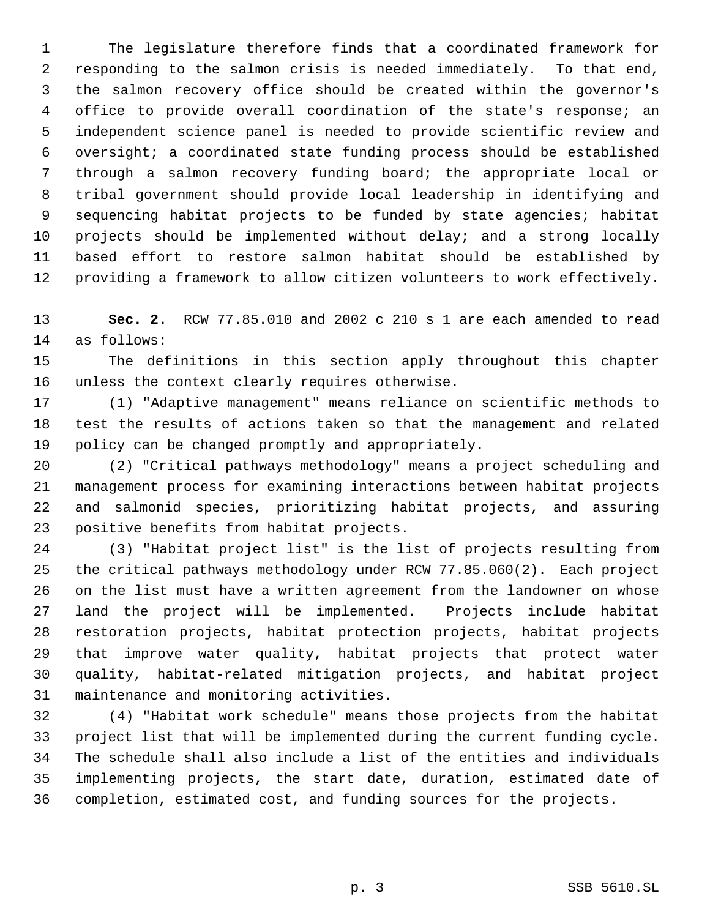The legislature therefore finds that a coordinated framework for responding to the salmon crisis is needed immediately. To that end, the salmon recovery office should be created within the governor's office to provide overall coordination of the state's response; an independent science panel is needed to provide scientific review and oversight; a coordinated state funding process should be established through a salmon recovery funding board; the appropriate local or tribal government should provide local leadership in identifying and sequencing habitat projects to be funded by state agencies; habitat projects should be implemented without delay; and a strong locally based effort to restore salmon habitat should be established by providing a framework to allow citizen volunteers to work effectively.

**Sec. 2.** RCW 77.85.010 and 2002 c 210 s 1 are each amended to read as follows:

The definitions in this section apply throughout this chapter unless the context clearly requires otherwise.

(1) "Adaptive management" means reliance on scientific methods to test the results of actions taken so that the management and related policy can be changed promptly and appropriately.

(2) "Critical pathways methodology" means a project scheduling and management process for examining interactions between habitat projects and salmonid species, prioritizing habitat projects, and assuring positive benefits from habitat projects.

(3) "Habitat project list" is the list of projects resulting from the critical pathways methodology under RCW 77.85.060(2). Each project on the list must have a written agreement from the landowner on whose land the project will be implemented. Projects include habitat restoration projects, habitat protection projects, habitat projects that improve water quality, habitat projects that protect water quality, habitat-related mitigation projects, and habitat project maintenance and monitoring activities.

(4) "Habitat work schedule" means those projects from the habitat project list that will be implemented during the current funding cycle. The schedule shall also include a list of the entities and individuals implementing projects, the start date, duration, estimated date of completion, estimated cost, and funding sources for the projects.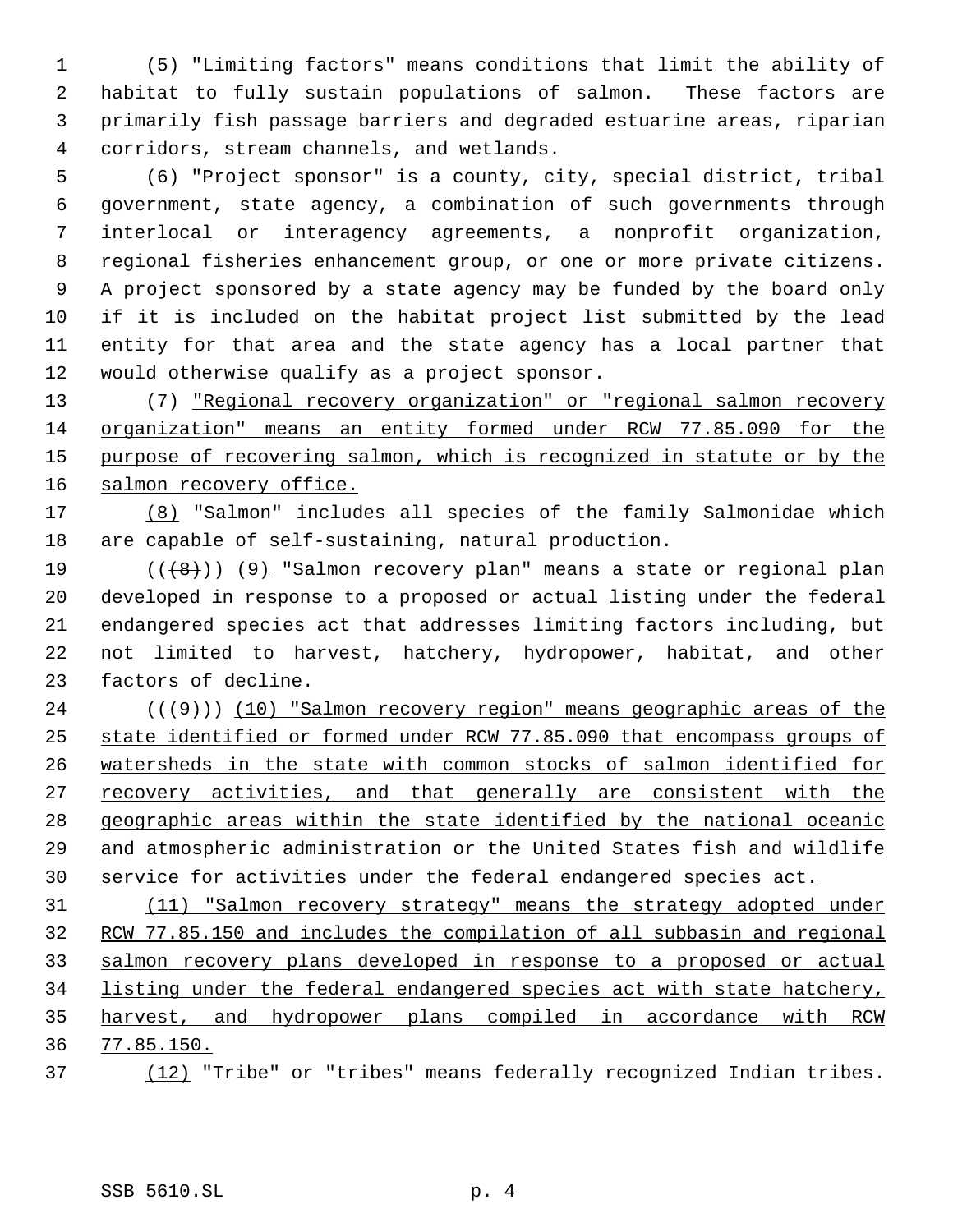(5) "Limiting factors" means conditions that limit the ability of habitat to fully sustain populations of salmon. These factors are primarily fish passage barriers and degraded estuarine areas, riparian corridors, stream channels, and wetlands.

(6) "Project sponsor" is a county, city, special district, tribal government, state agency, a combination of such governments through interlocal or interagency agreements, a nonprofit organization, regional fisheries enhancement group, or one or more private citizens. A project sponsored by a state agency may be funded by the board only if it is included on the habitat project list submitted by the lead entity for that area and the state agency has a local partner that would otherwise qualify as a project sponsor.

(7) <u>"Regional recovery organization" or "regional salmon recovery organization" means an entity formed under RCW 77.85.090 for the purpose of recovering salmon, which is recognized in statute or by the salmon recovery office.</u>

<u>(8)</u> "Salmon" includes all species of the family Salmonidae which are capable of self-sustaining, natural production.

~~((8))~~ <u>(9)</u> "Salmon recovery plan" means a state <u>or regional</u> plan developed in response to a proposed or actual listing under the federal endangered species act that addresses limiting factors including, but not limited to harvest, hatchery, hydropower, habitat, and other factors of decline.

~~((9))~~ <u>(10) "Salmon recovery region" means geographic areas of the state identified or formed under RCW 77.85.090 that encompass groups of watersheds in the state with common stocks of salmon identified for recovery activities, and that generally are consistent with the geographic areas within the state identified by the national oceanic and atmospheric administration or the United States fish and wildlife service for activities under the federal endangered species act.</u>

<u>(11) "Salmon recovery strategy" means the strategy adopted under RCW 77.85.150 and includes the compilation of all subbasin and regional salmon recovery plans developed in response to a proposed or actual listing under the federal endangered species act with state hatchery, harvest, and hydropower plans compiled in accordance with RCW 77.85.150.</u>

<u>(12)</u> "Tribe" or "tribes" means federally recognized Indian tribes.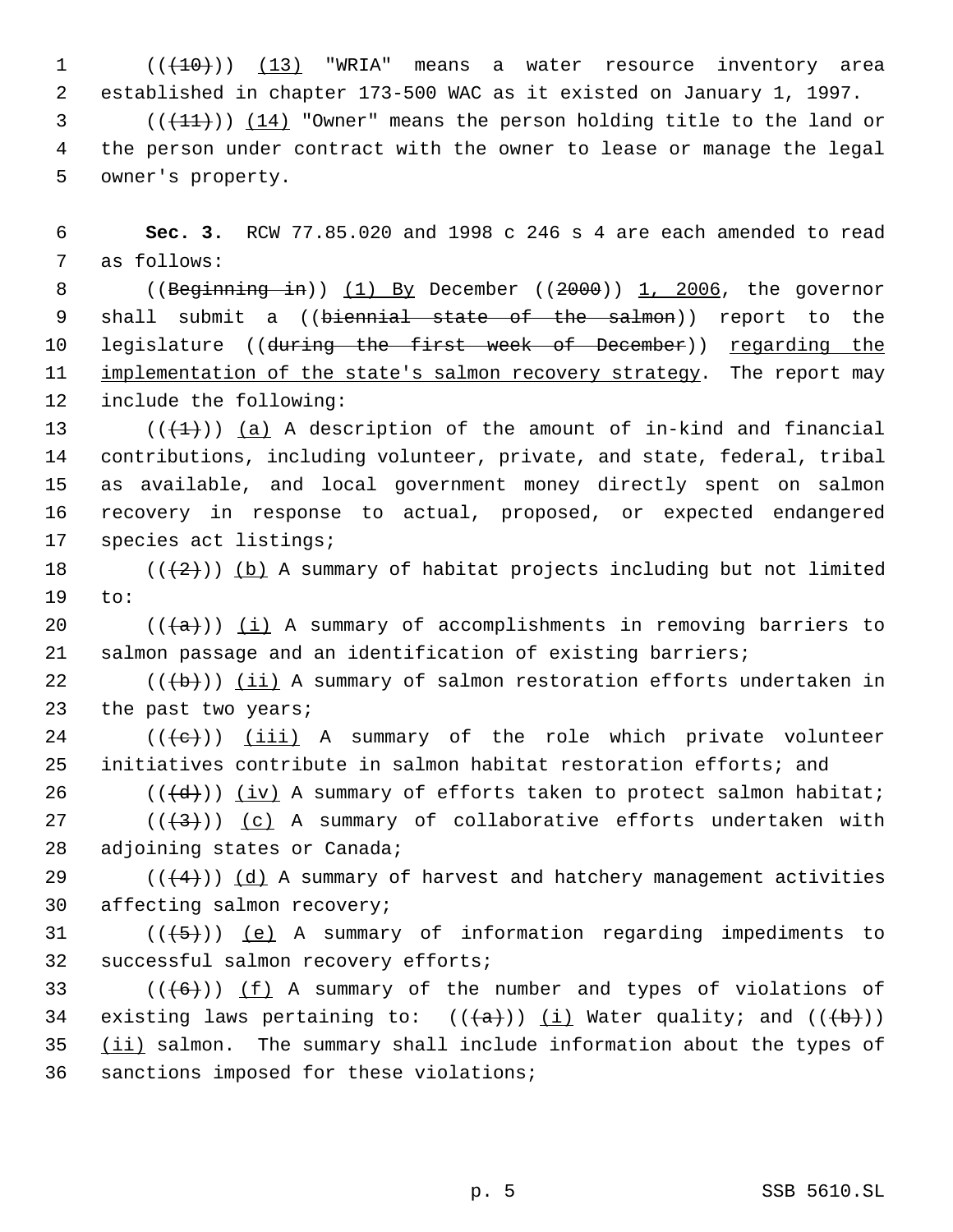((~~(10)~~)) <u>(13)</u> "WRIA" means a water resource inventory area established in chapter 173-500 WAC as it existed on January 1, 1997.

((~~(11)~~)) <u>(14)</u> "Owner" means the person holding title to the land or the person under contract with the owner to lease or manage the legal owner's property.

**Sec. 3.** RCW 77.85.020 and 1998 c 246 s 4 are each amended to read as follows:

((~~Beginning in~~)) <u>(1) By</u> December ((~~2000~~)) <u>1, 2006</u>, the governor shall submit a ((~~biennial state of the salmon~~)) report to the legislature ((~~during the first week of December~~)) <u>regarding the implementation of the state's salmon recovery strategy</u>. The report may include the following:

((~~(1)~~)) <u>(a)</u> A description of the amount of in-kind and financial contributions, including volunteer, private, and state, federal, tribal as available, and local government money directly spent on salmon recovery in response to actual, proposed, or expected endangered species act listings;

((~~(2)~~)) <u>(b)</u> A summary of habitat projects including but not limited to:

((~~(a)~~)) <u>(i)</u> A summary of accomplishments in removing barriers to salmon passage and an identification of existing barriers;

((~~(b)~~)) <u>(ii)</u> A summary of salmon restoration efforts undertaken in the past two years;

((~~(c)~~)) <u>(iii)</u> A summary of the role which private volunteer initiatives contribute in salmon habitat restoration efforts; and

((~~(d)~~)) <u>(iv)</u> A summary of efforts taken to protect salmon habitat;

((~~(3)~~)) <u>(c)</u> A summary of collaborative efforts undertaken with adjoining states or Canada;

((~~(4)~~)) <u>(d)</u> A summary of harvest and hatchery management activities affecting salmon recovery;

((~~(5)~~)) <u>(e)</u> A summary of information regarding impediments to successful salmon recovery efforts;

((~~(6)~~)) <u>(f)</u> A summary of the number and types of violations of existing laws pertaining to: ((~~(a)~~)) <u>(i)</u> Water quality; and ((~~(b)~~)) <u>(ii)</u> salmon. The summary shall include information about the types of sanctions imposed for these violations;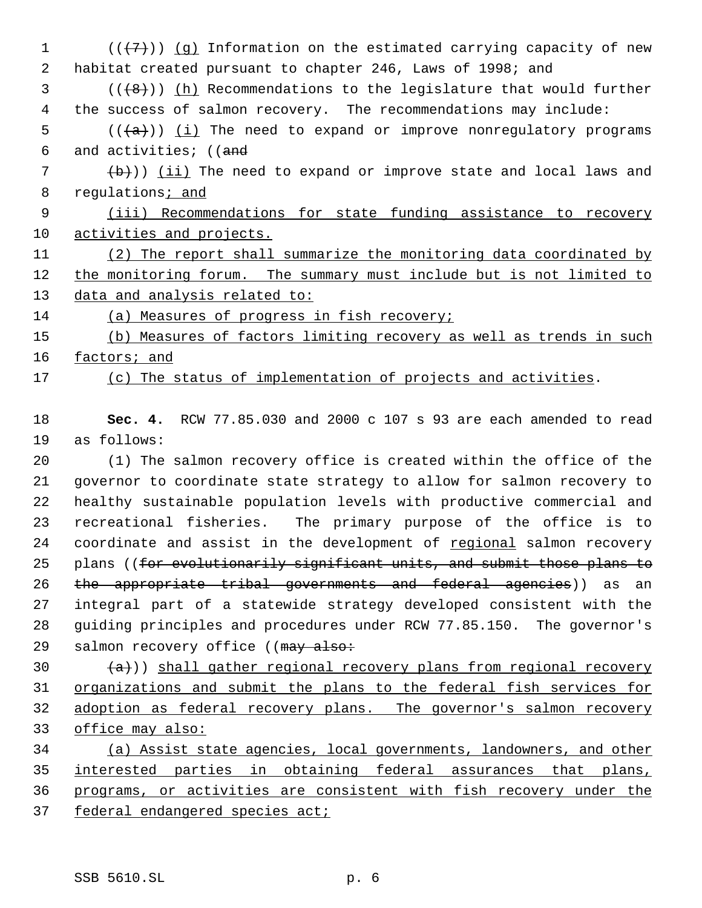((~~(7)~~)) (g) Information on the estimated carrying capacity of new habitat created pursuant to chapter 246, Laws of 1998; and

((~~(8)~~)) (h) Recommendations to the legislature that would further the success of salmon recovery. The recommendations may include:

((~~(a)~~)) (i) The need to expand or improve nonregulatory programs and activities; ((~~and~~

~~(b)~~)) (ii) The need to expand or improve state and local laws and regulations; and

(iii) Recommendations for state funding assistance to recovery activities and projects.

(2) The report shall summarize the monitoring data coordinated by the monitoring forum. The summary must include but is not limited to data and analysis related to:

(a) Measures of progress in fish recovery;

(b) Measures of factors limiting recovery as well as trends in such factors; and

(c) The status of implementation of projects and activities.

**Sec. 4.** RCW 77.85.030 and 2000 c 107 s 93 are each amended to read as follows:

(1) The salmon recovery office is created within the office of the governor to coordinate state strategy to allow for salmon recovery to healthy sustainable population levels with productive commercial and recreational fisheries. The primary purpose of the office is to coordinate and assist in the development of regional salmon recovery plans ((~~for evolutionarily significant units, and submit those plans to the appropriate tribal governments and federal agencies~~)) as an integral part of a statewide strategy developed consistent with the guiding principles and procedures under RCW 77.85.150. The governor's salmon recovery office ((~~may also:~~

~~(a)~~)) shall gather regional recovery plans from regional recovery organizations and submit the plans to the federal fish services for adoption as federal recovery plans. The governor's salmon recovery office may also:

(a) Assist state agencies, local governments, landowners, and other interested parties in obtaining federal assurances that plans, programs, or activities are consistent with fish recovery under the federal endangered species act;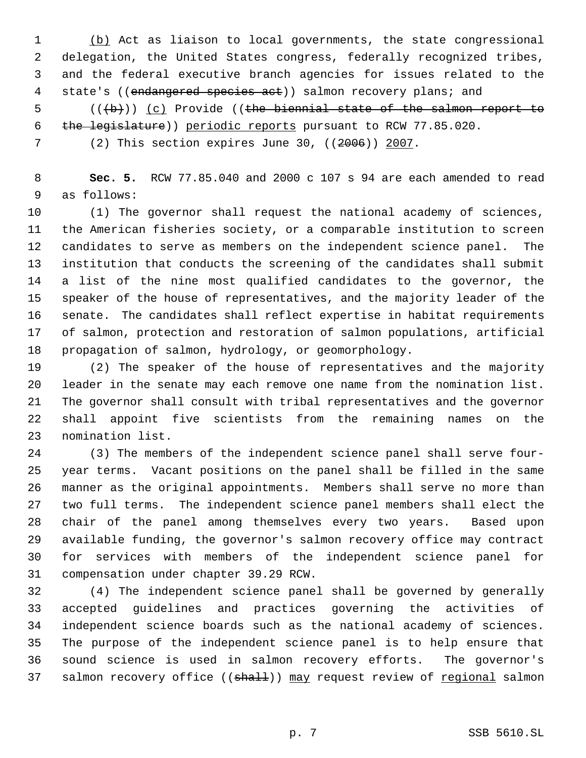(b) Act as liaison to local governments, the state congressional delegation, the United States congress, federally recognized tribes, and the federal executive branch agencies for issues related to the state's ((~~endangered species act~~)) salmon recovery plans; and

((~~(b)~~)) (c) Provide ((~~the biennial state of the salmon report to the legislature~~)) periodic reports pursuant to RCW 77.85.020.

(2) This section expires June 30, ((~~2006~~)) 2007.

**Sec. 5.** RCW 77.85.040 and 2000 c 107 s 94 are each amended to read as follows:

(1) The governor shall request the national academy of sciences, the American fisheries society, or a comparable institution to screen candidates to serve as members on the independent science panel. The institution that conducts the screening of the candidates shall submit a list of the nine most qualified candidates to the governor, the speaker of the house of representatives, and the majority leader of the senate. The candidates shall reflect expertise in habitat requirements of salmon, protection and restoration of salmon populations, artificial propagation of salmon, hydrology, or geomorphology.

(2) The speaker of the house of representatives and the majority leader in the senate may each remove one name from the nomination list. The governor shall consult with tribal representatives and the governor shall appoint five scientists from the remaining names on the nomination list.

(3) The members of the independent science panel shall serve four-year terms. Vacant positions on the panel shall be filled in the same manner as the original appointments. Members shall serve no more than two full terms. The independent science panel members shall elect the chair of the panel among themselves every two years. Based upon available funding, the governor's salmon recovery office may contract for services with members of the independent science panel for compensation under chapter 39.29 RCW.

(4) The independent science panel shall be governed by generally accepted guidelines and practices governing the activities of independent science boards such as the national academy of sciences. The purpose of the independent science panel is to help ensure that sound science is used in salmon recovery efforts. The governor's salmon recovery office ((~~shall~~)) may request review of regional salmon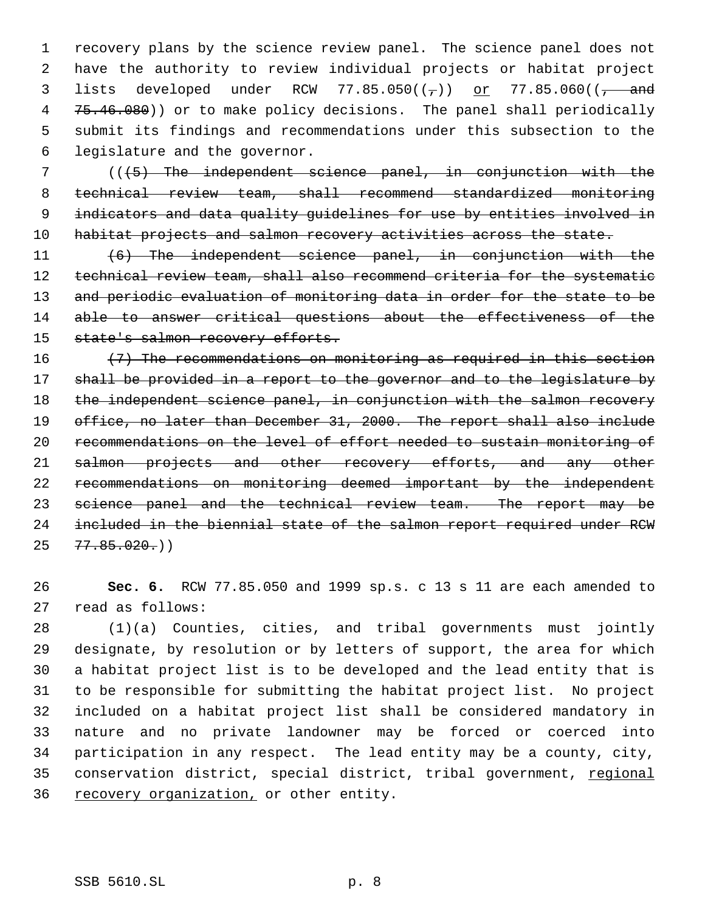recovery plans by the science review panel. The science panel does not have the authority to review individual projects or habitat project lists developed under RCW 77.85.050((,)) or 77.85.060((, and 75.46.080)) or to make policy decisions. The panel shall periodically submit its findings and recommendations under this subsection to the legislature and the governor.

(((5) The independent science panel, in conjunction with the technical review team, shall recommend standardized monitoring indicators and data quality guidelines for use by entities involved in habitat projects and salmon recovery activities across the state.

(6) The independent science panel, in conjunction with the technical review team, shall also recommend criteria for the systematic and periodic evaluation of monitoring data in order for the state to be able to answer critical questions about the effectiveness of the state's salmon recovery efforts.

(7) The recommendations on monitoring as required in this section shall be provided in a report to the governor and to the legislature by the independent science panel, in conjunction with the salmon recovery office, no later than December 31, 2000. The report shall also include recommendations on the level of effort needed to sustain monitoring of salmon projects and other recovery efforts, and any other recommendations on monitoring deemed important by the independent science panel and the technical review team. The report may be included in the biennial state of the salmon report required under RCW 77.85.020.))

**Sec. 6.** RCW 77.85.050 and 1999 sp.s. c 13 s 11 are each amended to read as follows:

(1)(a) Counties, cities, and tribal governments must jointly designate, by resolution or by letters of support, the area for which a habitat project list is to be developed and the lead entity that is to be responsible for submitting the habitat project list. No project included on a habitat project list shall be considered mandatory in nature and no private landowner may be forced or coerced into participation in any respect. The lead entity may be a county, city, conservation district, special district, tribal government, regional recovery organization, or other entity.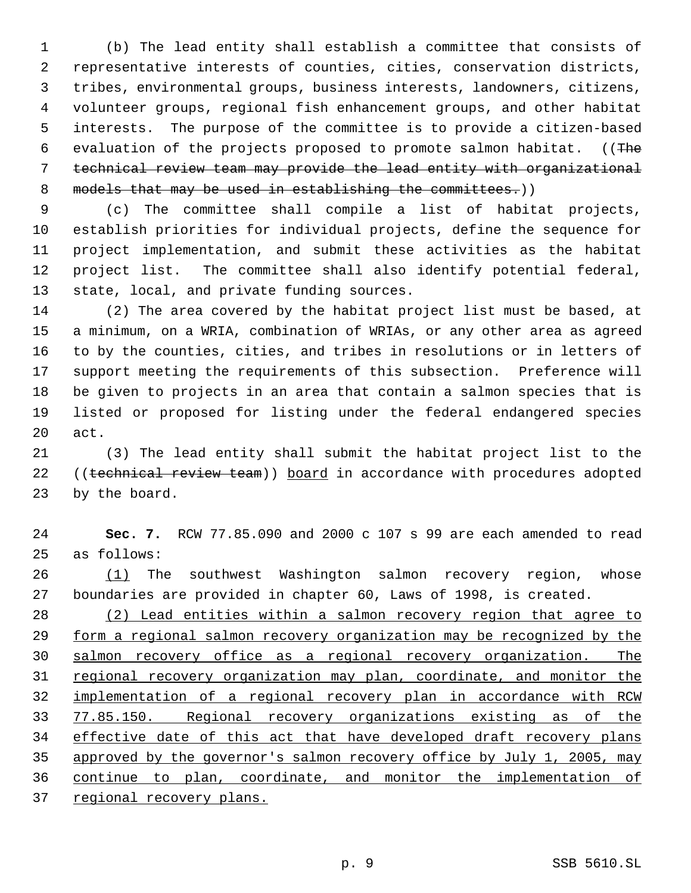(b) The lead entity shall establish a committee that consists of representative interests of counties, cities, conservation districts, tribes, environmental groups, business interests, landowners, citizens, volunteer groups, regional fish enhancement groups, and other habitat interests. The purpose of the committee is to provide a citizen-based evaluation of the projects proposed to promote salmon habitat. ((~~The technical review team may provide the lead entity with organizational models that may be used in establishing the committees.~~))

(c) The committee shall compile a list of habitat projects, establish priorities for individual projects, define the sequence for project implementation, and submit these activities as the habitat project list. The committee shall also identify potential federal, state, local, and private funding sources.

(2) The area covered by the habitat project list must be based, at a minimum, on a WRIA, combination of WRIAs, or any other area as agreed to by the counties, cities, and tribes in resolutions or in letters of support meeting the requirements of this subsection. Preference will be given to projects in an area that contain a salmon species that is listed or proposed for listing under the federal endangered species act.

(3) The lead entity shall submit the habitat project list to the ((~~technical review team~~)) <u>board</u> in accordance with procedures adopted by the board.

**Sec. 7.** RCW 77.85.090 and 2000 c 107 s 99 are each amended to read as follows:

<u>(1)</u> The southwest Washington salmon recovery region, whose boundaries are provided in chapter 60, Laws of 1998, is created.

<u>(2) Lead entities within a salmon recovery region that agree to form a regional salmon recovery organization may be recognized by the salmon recovery office as a regional recovery organization. The regional recovery organization may plan, coordinate, and monitor the implementation of a regional recovery plan in accordance with RCW 77.85.150. Regional recovery organizations existing as of the effective date of this act that have developed draft recovery plans approved by the governor's salmon recovery office by July 1, 2005, may continue to plan, coordinate, and monitor the implementation of regional recovery plans.</u>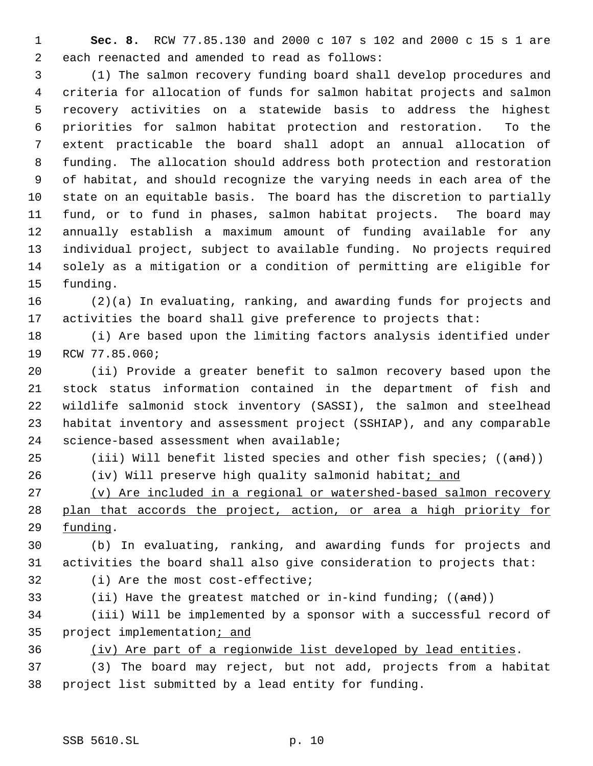**Sec. 8.** RCW 77.85.130 and 2000 c 107 s 102 and 2000 c 15 s 1 are each reenacted and amended to read as follows:

(1) The salmon recovery funding board shall develop procedures and criteria for allocation of funds for salmon habitat projects and salmon recovery activities on a statewide basis to address the highest priorities for salmon habitat protection and restoration. To the extent practicable the board shall adopt an annual allocation of funding. The allocation should address both protection and restoration of habitat, and should recognize the varying needs in each area of the state on an equitable basis. The board has the discretion to partially fund, or to fund in phases, salmon habitat projects. The board may annually establish a maximum amount of funding available for any individual project, subject to available funding. No projects required solely as a mitigation or a condition of permitting are eligible for funding.

(2)(a) In evaluating, ranking, and awarding funds for projects and activities the board shall give preference to projects that:

(i) Are based upon the limiting factors analysis identified under RCW 77.85.060;

(ii) Provide a greater benefit to salmon recovery based upon the stock status information contained in the department of fish and wildlife salmonid stock inventory (SASSI), the salmon and steelhead habitat inventory and assessment project (SSHIAP), and any comparable science-based assessment when available;

(iii) Will benefit listed species and other fish species; ((~~and~~))

(iv) Will preserve high quality salmonid habitat<u>; and</u>

<u>(v) Are included in a regional or watershed-based salmon recovery plan that accords the project, action, or area a high priority for funding</u>.

(b) In evaluating, ranking, and awarding funds for projects and activities the board shall also give consideration to projects that:

(i) Are the most cost-effective;

(ii) Have the greatest matched or in-kind funding; ((~~and~~))

(iii) Will be implemented by a sponsor with a successful record of project implementation<u>; and</u>

<u>(iv) Are part of a regionwide list developed by lead entities</u>.

(3) The board may reject, but not add, projects from a habitat project list submitted by a lead entity for funding.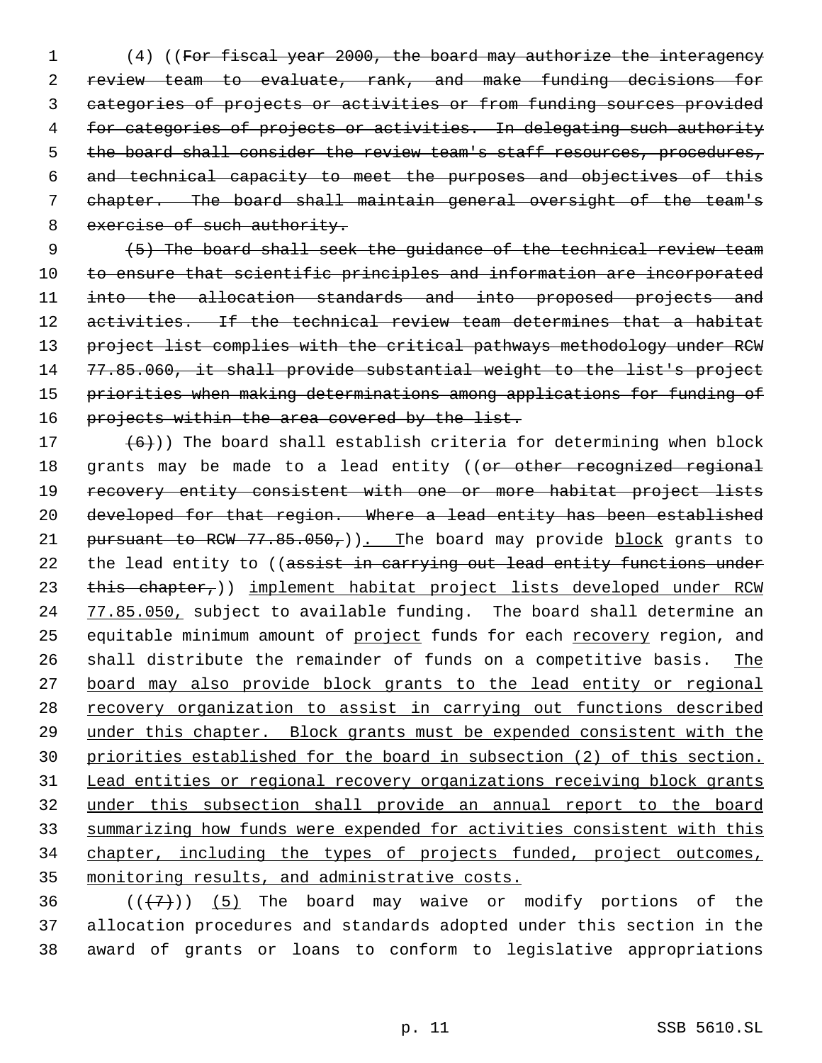(4) ((~~For fiscal year 2000, the board may authorize the interagency review team to evaluate, rank, and make funding decisions for categories of projects or activities or from funding sources provided for categories of projects or activities. In delegating such authority the board shall consider the review team's staff resources, procedures, and technical capacity to meet the purposes and objectives of this chapter. The board shall maintain general oversight of the team's exercise of such authority.~~

~~(5) The board shall seek the guidance of the technical review team to ensure that scientific principles and information are incorporated into the allocation standards and into proposed projects and activities. If the technical review team determines that a habitat project list complies with the critical pathways methodology under RCW 77.85.060, it shall provide substantial weight to the list's project priorities when making determinations among applications for funding of projects within the area covered by the list.~~

~~(6)~~)) The board shall establish criteria for determining when block grants may be made to a lead entity ((~~or other recognized regional recovery entity consistent with one or more habitat project lists developed for that region. Where a lead entity has been established pursuant to RCW 77.85.050,~~))<u>. T</u>he board may provide <u>block</u> grants to the lead entity to ((~~assist in carrying out lead entity functions under this chapter,~~)) <u>implement habitat project lists developed under RCW 77.85.050,</u> subject to available funding. The board shall determine an equitable minimum amount of <u>project</u> funds for each <u>recovery</u> region, and shall distribute the remainder of funds on a competitive basis. <u>The board may also provide block grants to the lead entity or regional recovery organization to assist in carrying out functions described under this chapter. Block grants must be expended consistent with the priorities established for the board in subsection (2) of this section. Lead entities or regional recovery organizations receiving block grants under this subsection shall provide an annual report to the board summarizing how funds were expended for activities consistent with this chapter, including the types of projects funded, project outcomes, monitoring results, and administrative costs.</u>

((~~(7)~~)) <u>(5)</u> The board may waive or modify portions of the allocation procedures and standards adopted under this section in the award of grants or loans to conform to legislative appropriations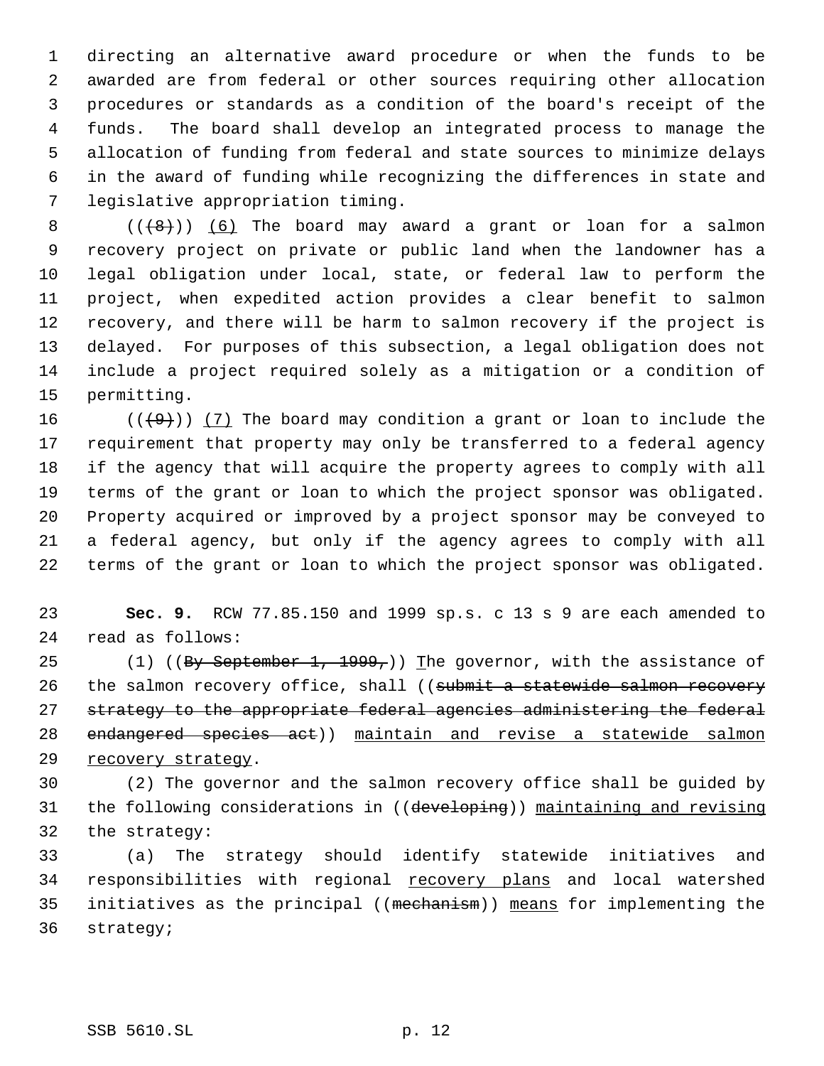directing an alternative award procedure or when the funds to be awarded are from federal or other sources requiring other allocation procedures or standards as a condition of the board's receipt of the funds. The board shall develop an integrated process to manage the allocation of funding from federal and state sources to minimize delays in the award of funding while recognizing the differences in state and legislative appropriation timing.

((~~(8)~~)) (6) The board may award a grant or loan for a salmon recovery project on private or public land when the landowner has a legal obligation under local, state, or federal law to perform the project, when expedited action provides a clear benefit to salmon recovery, and there will be harm to salmon recovery if the project is delayed. For purposes of this subsection, a legal obligation does not include a project required solely as a mitigation or a condition of permitting.

((~~(9)~~)) (7) The board may condition a grant or loan to include the requirement that property may only be transferred to a federal agency if the agency that will acquire the property agrees to comply with all terms of the grant or loan to which the project sponsor was obligated. Property acquired or improved by a project sponsor may be conveyed to a federal agency, but only if the agency agrees to comply with all terms of the grant or loan to which the project sponsor was obligated.

**Sec. 9.** RCW 77.85.150 and 1999 sp.s. c 13 s 9 are each amended to read as follows:

(1) ((~~By September 1, 1999,~~)) The governor, with the assistance of the salmon recovery office, shall ((~~submit a statewide salmon recovery strategy to the appropriate federal agencies administering the federal endangered species act~~)) maintain and revise a statewide salmon recovery strategy.

(2) The governor and the salmon recovery office shall be guided by the following considerations in ((~~developing~~)) maintaining and revising the strategy:

(a) The strategy should identify statewide initiatives and responsibilities with regional recovery plans and local watershed initiatives as the principal ((~~mechanism~~)) means for implementing the strategy;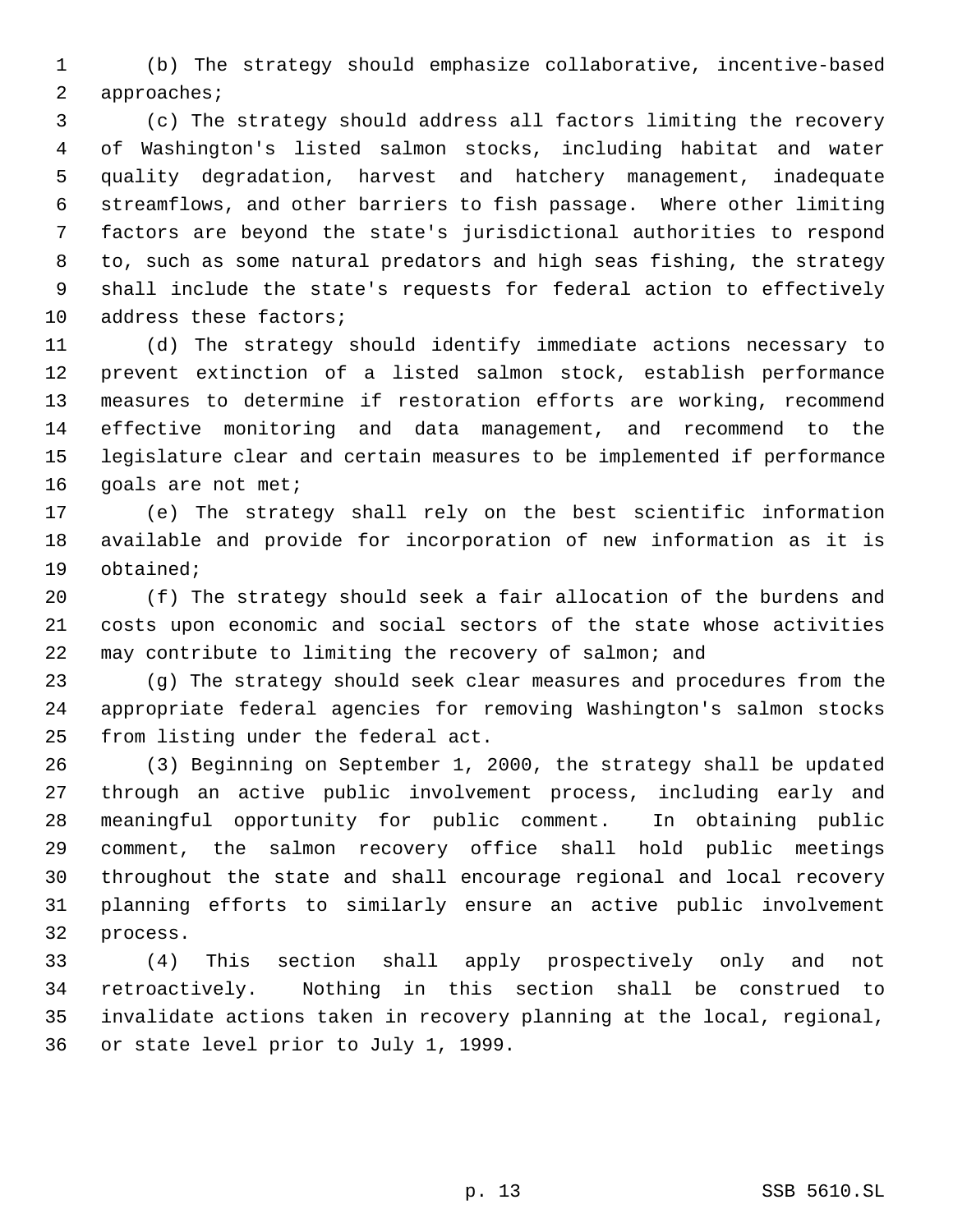(b) The strategy should emphasize collaborative, incentive-based approaches;

(c) The strategy should address all factors limiting the recovery of Washington's listed salmon stocks, including habitat and water quality degradation, harvest and hatchery management, inadequate streamflows, and other barriers to fish passage. Where other limiting factors are beyond the state's jurisdictional authorities to respond to, such as some natural predators and high seas fishing, the strategy shall include the state's requests for federal action to effectively address these factors;

(d) The strategy should identify immediate actions necessary to prevent extinction of a listed salmon stock, establish performance measures to determine if restoration efforts are working, recommend effective monitoring and data management, and recommend to the legislature clear and certain measures to be implemented if performance goals are not met;

(e) The strategy shall rely on the best scientific information available and provide for incorporation of new information as it is obtained;

(f) The strategy should seek a fair allocation of the burdens and costs upon economic and social sectors of the state whose activities may contribute to limiting the recovery of salmon; and

(g) The strategy should seek clear measures and procedures from the appropriate federal agencies for removing Washington's salmon stocks from listing under the federal act.

(3) Beginning on September 1, 2000, the strategy shall be updated through an active public involvement process, including early and meaningful opportunity for public comment. In obtaining public comment, the salmon recovery office shall hold public meetings throughout the state and shall encourage regional and local recovery planning efforts to similarly ensure an active public involvement process.

(4) This section shall apply prospectively only and not retroactively. Nothing in this section shall be construed to invalidate actions taken in recovery planning at the local, regional, or state level prior to July 1, 1999.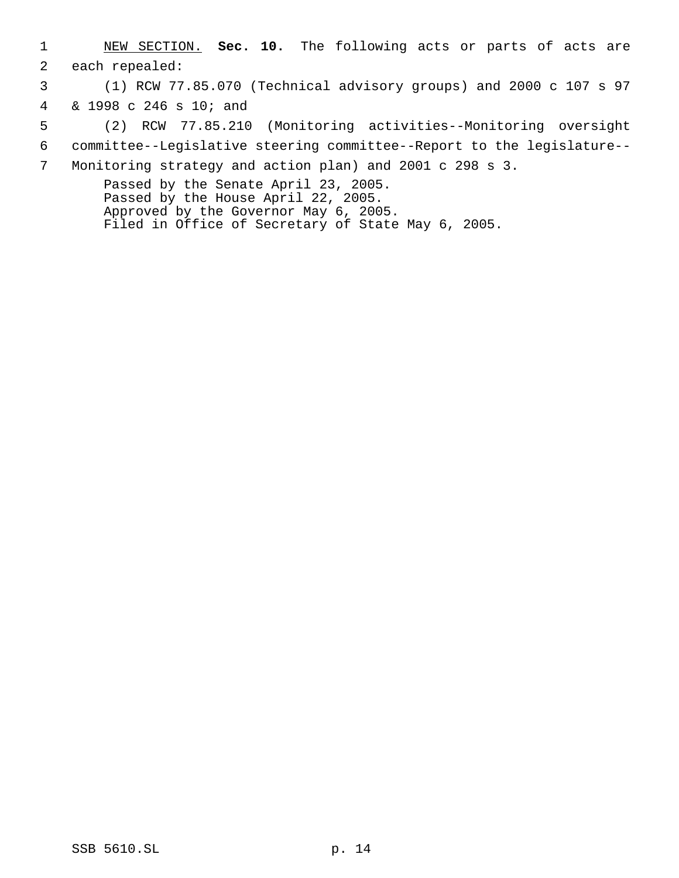NEW SECTION. **Sec. 10.** The following acts or parts of acts are each repealed:

(1) RCW 77.85.070 (Technical advisory groups) and 2000 c 107 s 97 & 1998 c 246 s 10; and

(2) RCW 77.85.210 (Monitoring activities--Monitoring oversight committee--Legislative steering committee--Report to the legislature--Monitoring strategy and action plan) and 2001 c 298 s 3.

Passed by the Senate April 23, 2005.
Passed by the House April 22, 2005.
Approved by the Governor May 6, 2005.
Filed in Office of Secretary of State May 6, 2005.